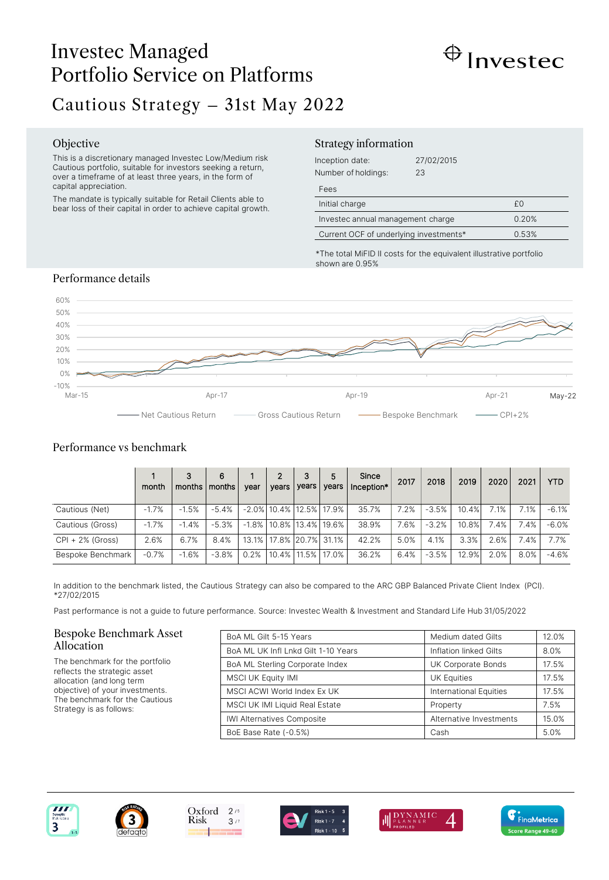# Investec Managed Portfolio Service on Platforms

## Cautious Strategy – 31st May 2022

### Objective

This is a discretionary managed Investec Low/Medium risk Cautious portfolio, suitable for investors seeking a return, over a timeframe of at least three years, in the form of capital appreciation.

The mandate is typically suitable for Retail Clients able to bear loss of their capital in order to achieve capital growth.

### Strategy information

Inception date: 27/02/2015

Number of holdings: 23

| Fees | |
|---|---|
| Initial charge | £0 |
| Investec annual management charge | 0.20% |
| Current OCF of underlying investments* | 0.53% |

*The total MiFID II costs for the equivalent illustrative portfolio shown are 0.95%

### Performance details

Net Cautious Return — Gross Cautious Return — Bespoke Benchmark — CPI+2%

### Performance vs benchmark

| | 1 month | 3 months | 6 months | 1 year | 2 years | 3 years | 5 years | Since Inception* | 2017 | 2018 | 2019 | 2020 | 2021 | YTD |
|---|---|---|---|---|---|---|---|---|---|---|---|---|---|---|
| Cautious (Net) | -1.7% | -1.5% | -5.4% | -2.0% | 10.4% | 12.5% | 17.9% | 35.7% | 7.2% | -3.5% | 10.4% | 7.1% | 7.1% | -6.1% |
| Cautious (Gross) | -1.7% | -1.4% | -5.3% | -1.8% | 10.8% | 13.4% | 19.6% | 38.9% | 7.6% | -3.2% | 10.8% | 7.4% | 7.4% | -6.0% |
| CPI + 2% (Gross) | 2.6% | 6.7% | 8.4% | 13.1% | 17.8% | 20.7% | 31.1% | 42.2% | 5.0% | 4.1% | 3.3% | 2.6% | 7.4% | 7.7% |
| Bespoke Benchmark | -0.7% | -1.6% | -3.8% | 0.2% | 10.4% | 11.5% | 17.0% | 36.2% | 6.4% | -3.5% | 12.9% | 2.0% | 8.0% | -4.6% |

In addition to the benchmark listed, the Cautious Strategy can also be compared to the ARC GBP Balanced Private Client Index (PCI).
*27/02/2015

Past performance is not a guide to future performance. Source: Investec Wealth & Investment and Standard Life Hub 31/05/2022

### Bespoke Benchmark Asset Allocation

The benchmark for the portfolio reflects the strategic asset allocation (and long term objective) of your investments. The benchmark for the Cautious Strategy is as follows:

| Index | Asset class | Weight |
|---|---|---|
| BoA ML Gilt 5-15 Years | Medium dated Gilts | 12.0% |
| BoA ML UK Infl Lnkd Gilt 1-10 Years | Inflation linked Gilts | 8.0% |
| BoA ML Sterling Corporate Index | UK Corporate Bonds | 17.5% |
| MSCI UK Equity IMI | UK Equities | 17.5% |
| MSCI ACWI World Index Ex UK | International Equities | 17.5% |
| MSCI UK IMI Liquid Real Estate | Property | 7.5% |
| IWI Alternatives Composite | Alternative Investments | 15.0% |
| BoE Base Rate (-0.5%) | Cash | 5.0% |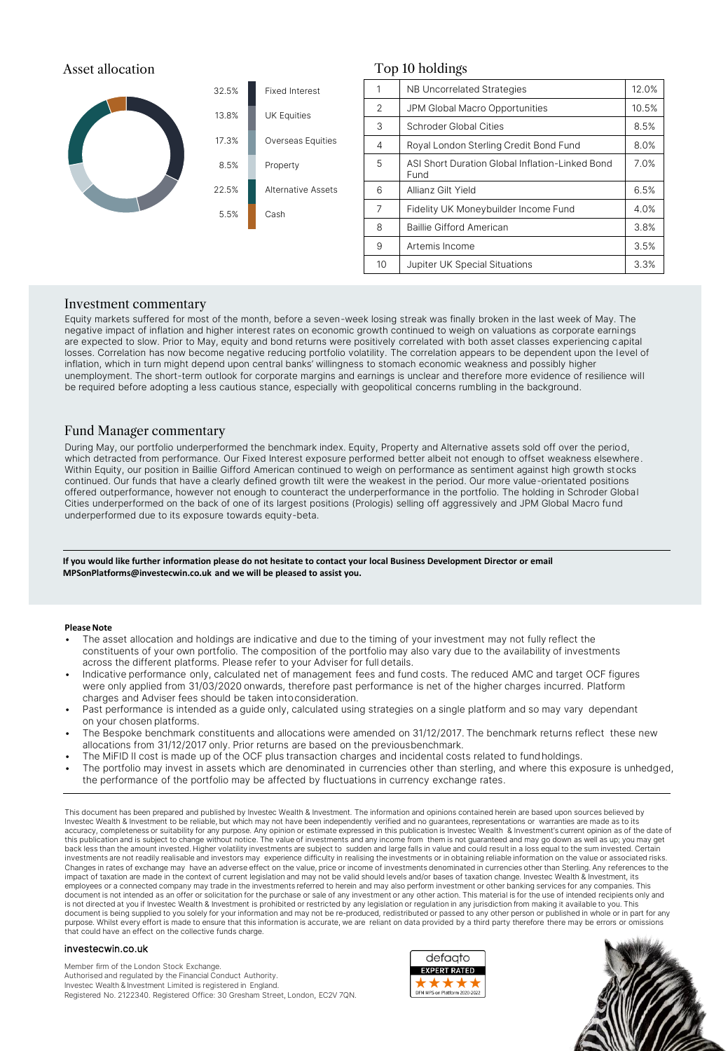## Asset allocation

32.5% Fixed Interest
13.8% UK Equities
17.3% Overseas Equities
8.5% Property
22.5% Alternative Assets
5.5% Cash

## Top 10 holdings

| | | |
|---|---|---|
| 1 | NB Uncorrelated Strategies | 12.0% |
| 2 | JPM Global Macro Opportunities | 10.5% |
| 3 | Schroder Global Cities | 8.5% |
| 4 | Royal London Sterling Credit Bond Fund | 8.0% |
| 5 | ASI Short Duration Global Inflation-Linked Bond Fund | 7.0% |
| 6 | Allianz Gilt Yield | 6.5% |
| 7 | Fidelity UK Moneybuilder Income Fund | 4.0% |
| 8 | Baillie Gifford American | 3.8% |
| 9 | Artemis Income | 3.5% |
| 10 | Jupiter UK Special Situations | 3.3% |

## Investment commentary

Equity markets suffered for most of the month, before a seven-week losing streak was finally broken in the last week of May. The negative impact of inflation and higher interest rates on economic growth continued to weigh on valuations as corporate earnings are expected to slow. Prior to May, equity and bond returns were positively correlated with both asset classes experiencing capital losses. Correlation has now become negative reducing portfolio volatility. The correlation appears to be dependent upon the level of inflation, which in turn might depend upon central banks' willingness to stomach economic weakness and possibly higher unemployment. The short-term outlook for corporate margins and earnings is unclear and therefore more evidence of resilience will be required before adopting a less cautious stance, especially with geopolitical concerns rumbling in the background.

## Fund Manager commentary

During May, our portfolio underperformed the benchmark index. Equity, Property and Alternative assets sold off over the period, which detracted from performance. Our Fixed Interest exposure performed better albeit not enough to offset weakness elsewhere. Within Equity, our position in Baillie Gifford American continued to weigh on performance as sentiment against high growth stocks continued. Our funds that have a clearly defined growth tilt were the weakest in the period. Our more value-orientated positions offered outperformance, however not enough to counteract the underperformance in the portfolio. The holding in Schroder Global Cities underperformed on the back of one of its largest positions (Prologis) selling off aggressively and JPM Global Macro fund underperformed due to its exposure towards equity-beta.

**If you would like further information please do not hesitate to contact your local Business Development Director or email MPSonPlatforms@investecwin.co.uk and we will be pleased to assist you.**

**Please Note**

- The asset allocation and holdings are indicative and due to the timing of your investment may not fully reflect the constituents of your own portfolio. The composition of the portfolio may also vary due to the availability of investments across the different platforms. Please refer to your Adviser for full details.
- Indicative performance only, calculated net of management fees and fund costs. The reduced AMC and target OCF figures were only applied from 31/03/2020 onwards, therefore past performance is net of the higher charges incurred. Platform charges and Adviser fees should be taken intoconsideration.
- Past performance is intended as a guide only, calculated using strategies on a single platform and so may vary dependant on your chosen platforms.
- The Bespoke benchmark constituents and allocations were amended on 31/12/2017. The benchmark returns reflect these new allocations from 31/12/2017 only. Prior returns are based on the previousbenchmark.
- The MiFID II cost is made up of the OCF plus transaction charges and incidental costs related to fundholdings.
- The portfolio may invest in assets which are denominated in currencies other than sterling, and where this exposure is unhedged, the performance of the portfolio may be affected by fluctuations in currency exchange rates.

This document has been prepared and published by Investec Wealth & Investment. The information and opinions contained herein are based upon sources believed by Investec Wealth & Investment to be reliable, but which may not have been independently verified and no guarantees, representations or warranties are made as to its accuracy, completeness or suitability for any purpose. Any opinion or estimate expressed in this publication is Investec Wealth & Investment's current opinion as of the date of this publication and is subject to change without notice. The value of investments and any income from them is not guaranteed and may go down as well as up; you may get back less than the amount invested. Higher volatility investments are subject to sudden and large falls in value and could result in a loss equal to the sum invested. Certain investments are not readily realisable and investors may experience difficulty in realising the investments or in obtaining reliable information on the value or associated risks. Changes in rates of exchange may have an adverse effect on the value, price or income of investments denominated in currencies other than Sterling. Any references to the impact of taxation are made in the context of current legislation and may not be valid should levels and/or bases of taxation change. Investec Wealth & Investment, its employees or a connected company may trade in the investments referred to herein and may also perform investment or other banking services for any companies. This document is not intended as an offer or solicitation for the purchase or sale of any investment or any other action. This material is for the use of intended recipients only and is not directed at you if Investec Wealth & Investment is prohibited or restricted by any legislation or regulation in any jurisdiction from making it available to you. This document is being supplied to you solely for your information and may not be re-produced, redistributed or passed to any other person or published in whole or in part for any purpose. Whilst every effort is made to ensure that this information is accurate, we are reliant on data provided by a third party therefore there may be errors or omissions that could have an effect on the collective funds charge.

**investecwin.co.uk**

Member firm of the London Stock Exchange.
Authorised and regulated by the Financial Conduct Authority.
Investec Wealth & Investment Limited is registered in England.
Registered No. 2122340. Registered Office: 30 Gresham Street, London, EC2V 7QN.

defaqto EXPERT RATED DFM MPS on Platform 2020-2022